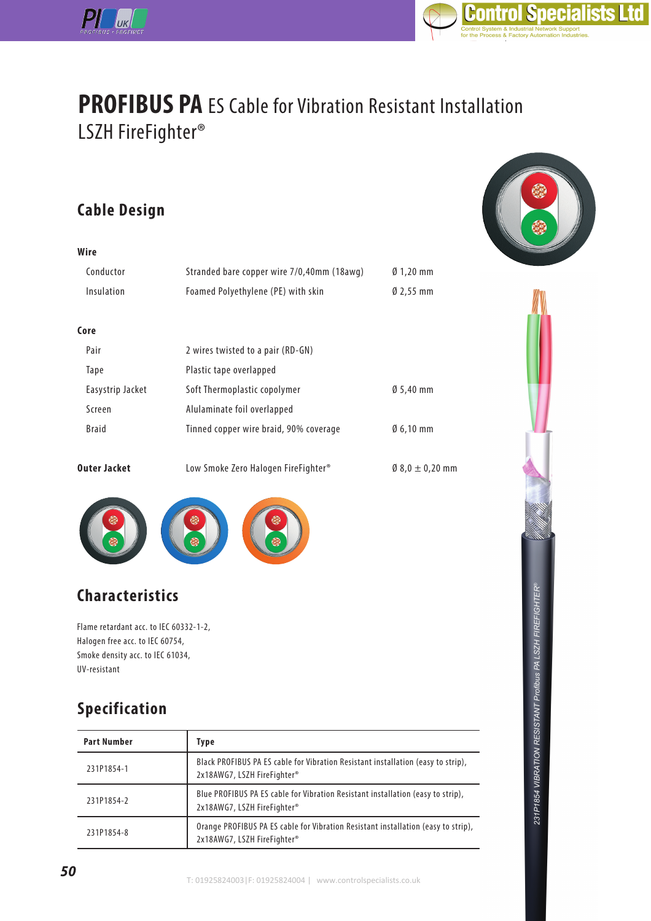# PROFIBUS PA ES Cable for Vibration Resistant Installation LSZH FireFighter®

## Cable Design

### Wire

| | | |
|---|---|---|
| Conductor | Stranded bare copper wire 7/0,40mm (18awg) | Ø 1,20 mm |
| Insulation | Foamed Polyethylene (PE) with skin | Ø 2,55 mm |

### Core

| | | |
|---|---|---|
| Pair | 2 wires twisted to a pair (RD-GN) | |
| Tape | Plastic tape overlapped | |
| Easystrip Jacket | Soft Thermoplastic copolymer | Ø 5,40 mm |
| Screen | Alulaminate foil overlapped | |
| Braid | Tinned copper wire braid, 90% coverage | Ø 6,10 mm |

| | | |
|---|---|---|
| **Outer Jacket** | Low Smoke Zero Halogen FireFighter® | Ø 8,0 ± 0,20 mm |

## Characteristics

Flame retardant acc. to IEC 60332-1-2,
Halogen free acc. to IEC 60754,
Smoke density acc. to IEC 61034,
UV-resistant

## Specification

| Part Number | Type |
|---|---|
| 231P1854-1 | Black PROFIBUS PA ES cable for Vibration Resistant installation (easy to strip), 2x18AWG7, LSZH FireFighter® |
| 231P1854-2 | Blue PROFIBUS PA ES cable for Vibration Resistant installation (easy to strip), 2x18AWG7, LSZH FireFighter® |
| 231P1854-8 | Orange PROFIBUS PA ES cable for Vibration Resistant installation (easy to strip), 2x18AWG7, LSZH FireFighter® |

T: 01925824003 | F: 01925824004 | www.controlspecialists.co.uk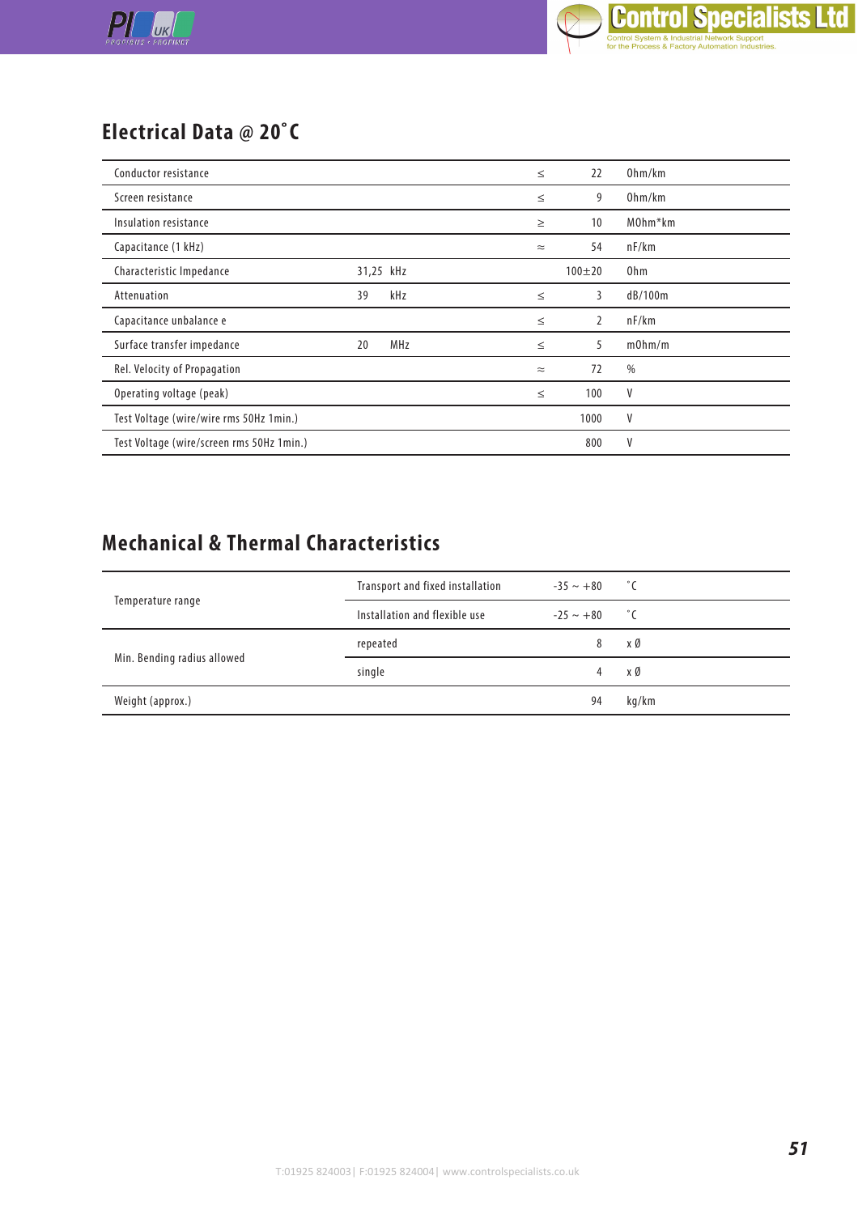## Electrical Data @ 20˚C

| | | | | | |
|---|---|---|---|---|---|
| Conductor resistance | | | ≤ | 22 | Ohm/km |
| Screen resistance | | | ≤ | 9 | Ohm/km |
| Insulation resistance | | | ≥ | 10 | MOhm*km |
| Capacitance (1 kHz) | | | ≈ | 54 | nF/km |
| Characteristic Impedance | 31,25 | kHz | | 100±20 | Ohm |
| Attenuation | 39 | kHz | ≤ | 3 | dB/100m |
| Capacitance unbalance e | | | ≤ | 2 | nF/km |
| Surface transfer impedance | 20 | MHz | ≤ | 5 | mOhm/m |
| Rel. Velocity of Propagation | | | ≈ | 72 | % |
| Operating voltage (peak) | | | ≤ | 100 | V |
| Test Voltage (wire/wire rms 50Hz 1min.) | | | | 1000 | V |
| Test Voltage (wire/screen rms 50Hz 1min.) | | | | 800 | V |

## Mechanical & Thermal Characteristics

| | | | |
|---|---|---|---|
| Temperature range | Transport and fixed installation | -35 ~ +80 | ˚C |
| | Installation and flexible use | -25 ~ +80 | ˚C |
| Min. Bending radius allowed | repeated | 8 | x Ø |
| | single | 4 | x Ø |
| Weight (approx.) | | 94 | kg/km |